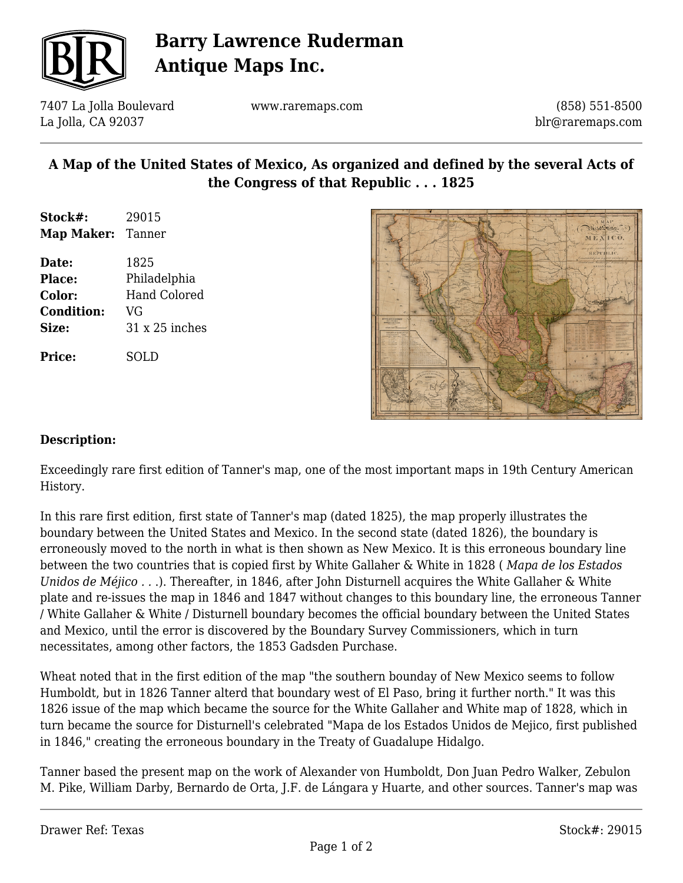# Barry Lawrence Ruderman Antique Maps Inc.

7407 La Jolla Boulevard
La Jolla, CA 92037

www.raremaps.com

(858) 551-8500
blr@raremaps.com

## A Map of the United States of Mexico, As organized and defined by the several Acts of the Congress of that Republic . . . 1825

**Stock#:** 29015
**Map Maker:** Tanner

**Date:** 1825
**Place:** Philadelphia
**Color:** Hand Colored
**Condition:** VG
**Size:** 31 x 25 inches

**Price:** SOLD

**Description:**

Exceedingly rare first edition of Tanner's map, one of the most important maps in 19th Century American History.

In this rare first edition, first state of Tanner's map (dated 1825), the map properly illustrates the boundary between the United States and Mexico. In the second state (dated 1826), the boundary is erroneously moved to the north in what is then shown as New Mexico. It is this erroneous boundary line between the two countries that is copied first by White Gallaher & White in 1828 ( *Mapa de los Estados Unidos de Méjico . . .*). Thereafter, in 1846, after John Disturnell acquires the White Gallaher & White plate and re-issues the map in 1846 and 1847 without changes to this boundary line, the erroneous Tanner / White Gallaher & White / Disturnell boundary becomes the official boundary between the United States and Mexico, until the error is discovered by the Boundary Survey Commissioners, which in turn necessitates, among other factors, the 1853 Gadsden Purchase.

Wheat noted that in the first edition of the map "the southern bounday of New Mexico seems to follow Humboldt, but in 1826 Tanner alterd that boundary west of El Paso, bring it further north." It was this 1826 issue of the map which became the source for the White Gallaher and White map of 1828, which in turn became the source for Disturnell's celebrated "Mapa de los Estados Unidos de Mejico, first published in 1846," creating the erroneous boundary in the Treaty of Guadalupe Hidalgo.

Tanner based the present map on the work of Alexander von Humboldt, Don Juan Pedro Walker, Zebulon M. Pike, William Darby, Bernardo de Orta, J.F. de Lángara y Huarte, and other sources. Tanner's map was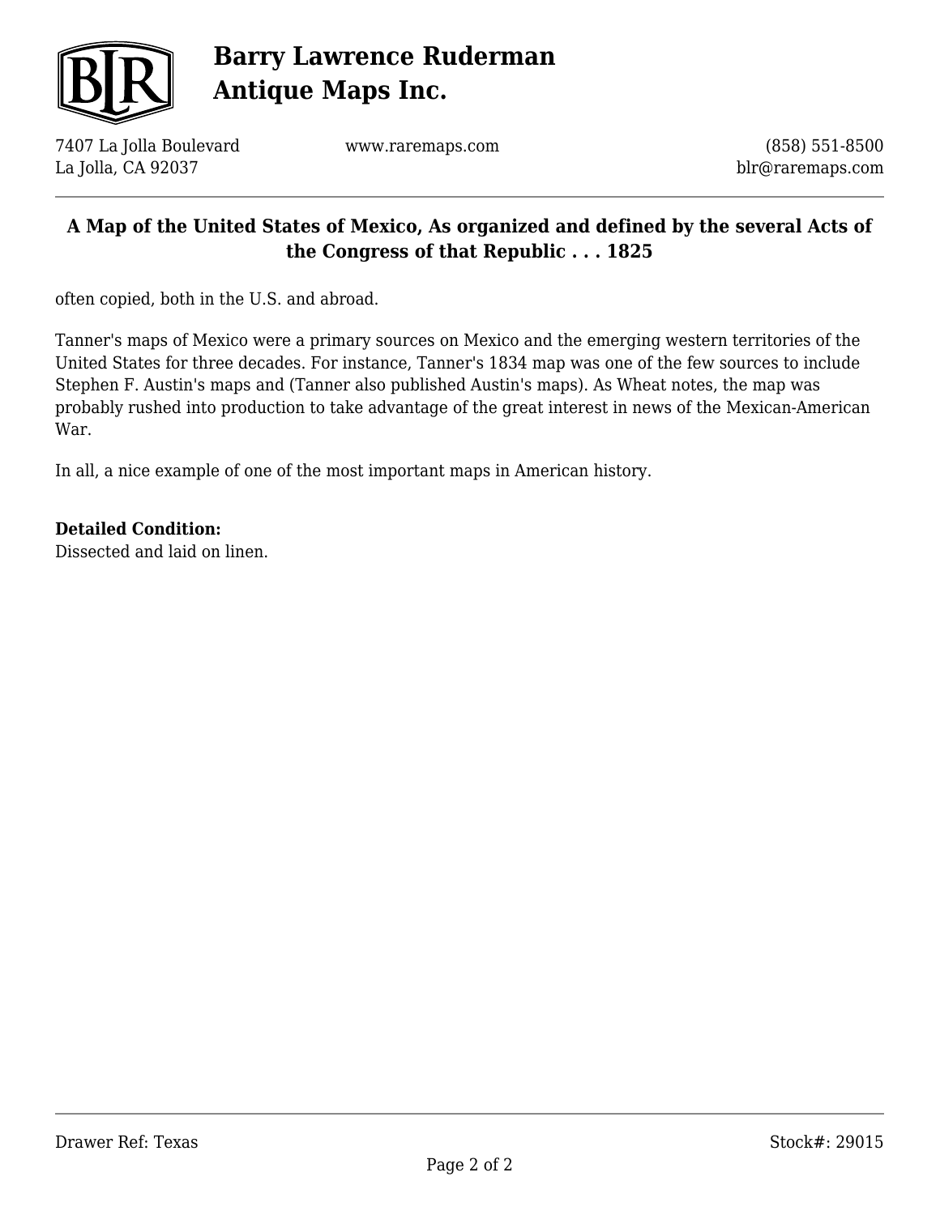often copied, both in the U.S. and abroad.

Tanner's maps of Mexico were a primary sources on Mexico and the emerging western territories of the United States for three decades. For instance, Tanner's 1834 map was one of the few sources to include Stephen F. Austin's maps and (Tanner also published Austin's maps). As Wheat notes, the map was probably rushed into production to take advantage of the great interest in news of the Mexican-American War.

In all, a nice example of one of the most important maps in American history.

**Detailed Condition:**
Dissected and laid on linen.